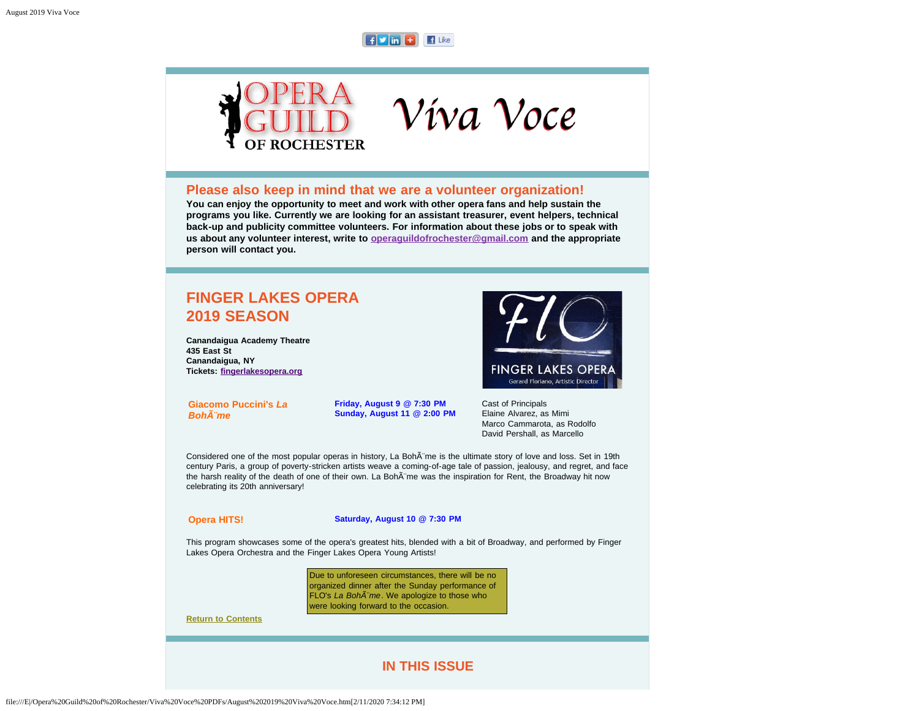# Viva Voce

## Please also keep in mind that we are a volunteer organization!

**You can enjoy the opportunity to meet and work with other opera fans and help sustain the programs you like. Currently we are looking for an assistant treasurer, event helpers, technical back-up and publicity committee volunteers. For information about these jobs or to speak with us about any volunteer interest, write to operaguildofrochester@gmail.com and the appropriate person will contact you.**

## FINGER LAKES OPERA 2019 SEASON

**Canandaigua Academy Theatre**
**435 East St**
**Canandaigua, NY**
**Tickets: fingerlakesopera.org**

**Giacomo Puccini's *La BohÃ¨me***

**Friday, August 9 @ 7:30 PM**
**Sunday, August 11 @ 2:00 PM**

Cast of Principals
Elaine Alvarez, as Mimi
Marco Cammarota, as Rodolfo
David Pershall, as Marcello

Considered one of the most popular operas in history, La BohÃ¨me is the ultimate story of love and loss. Set in 19th century Paris, a group of poverty-stricken artists weave a coming-of-age tale of passion, jealousy, and regret, and face the harsh reality of the death of one of their own. La BohÃ¨me was the inspiration for Rent, the Broadway hit now celebrating its 20th anniversary!

**Opera HITS!**

**Saturday, August 10 @ 7:30 PM**

This program showcases some of the opera's greatest hits, blended with a bit of Broadway, and performed by Finger Lakes Opera Orchestra and the Finger Lakes Opera Young Artists!

Due to unforeseen circumstances, there will be no organized dinner after the Sunday performance of FLO's *La BohÃ¨me*. We apologize to those who were looking forward to the occasion.

Return to Contents

## IN THIS ISSUE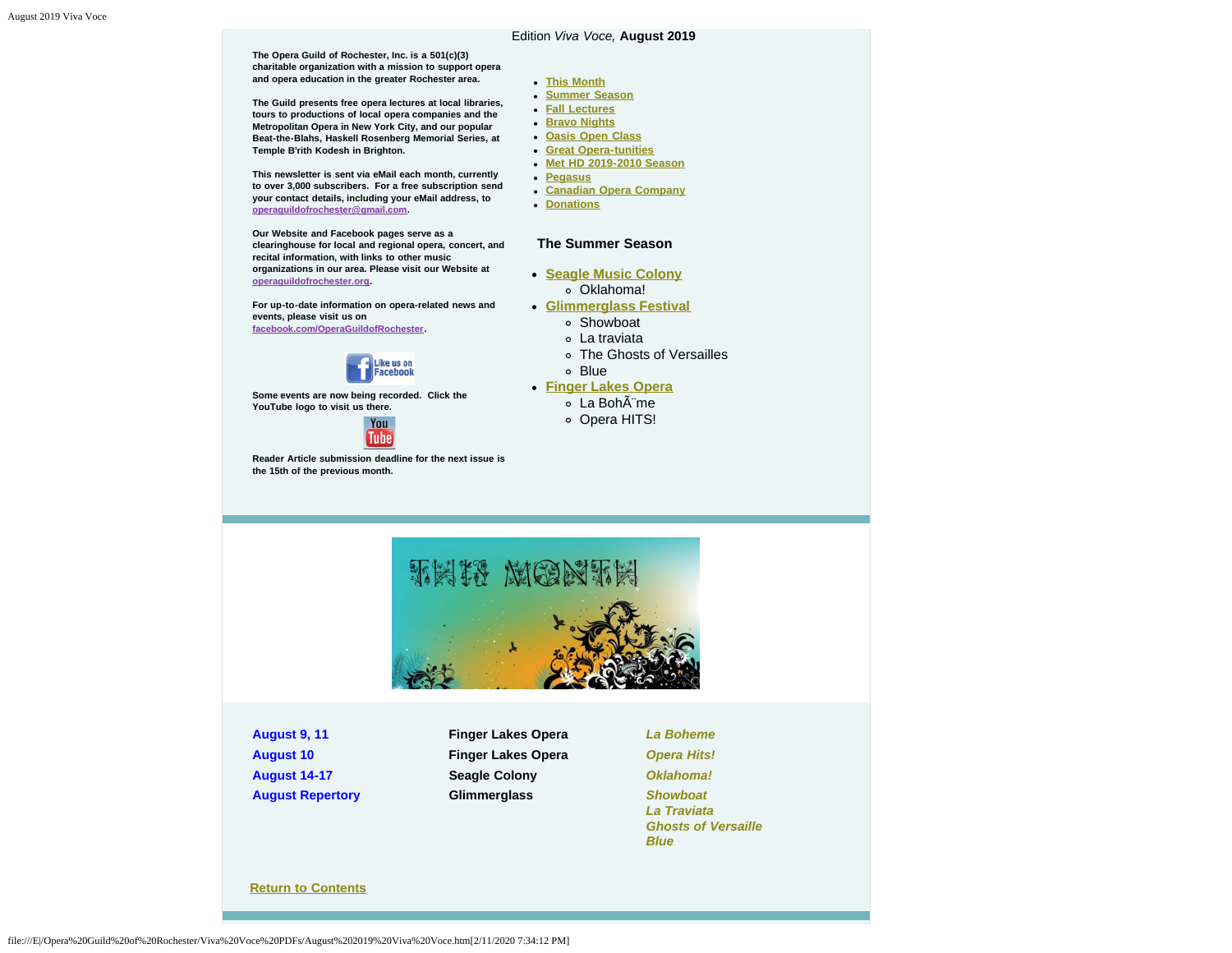Edition *Viva Voce,* **August 2019**

**The Opera Guild of Rochester, Inc. is a 501(c)(3) charitable organization with a mission to support opera and opera education in the greater Rochester area.**

**The Guild presents free opera lectures at local libraries, tours to productions of local opera companies and the Metropolitan Opera in New York City, and our popular Beat-the-Blahs, Haskell Rosenberg Memorial Series, at Temple B'rith Kodesh in Brighton.**

**This newsletter is sent via eMail each month, currently to over 3,000 subscribers. For a free subscription send your contact details, including your eMail address, to operaguildofrochester@gmail.com.**

**Our Website and Facebook pages serve as a clearinghouse for local and regional opera, concert, and recital information, with links to other music organizations in our area. Please visit our Website at operaguildofrochester.org.**

**For up-to-date information on opera-related news and events, please visit us on facebook.com/OperaGuildofRochester.**

**Some events are now being recorded. Click the YouTube logo to visit us there.**

**Reader Article submission deadline for the next issue is the 15th of the previous month.**

- This Month
- Summer Season
- Fall Lectures
- Bravo Nights
- Oasis Open Class
- Great Opera-tunities
- Met HD 2019-2010 Season
- Pegasus
- Canadian Opera Company
- Donations

**The Summer Season**

- Seagle Music Colony
  - Oklahoma!
- Glimmerglass Festival
  - Showboat
  - La traviata
  - The Ghosts of Versailles
  - Blue
- Finger Lakes Opera
  - La BohÃ¨me
  - Opera HITS!

THIS MONTH

| | | |
|---|---|---|
| **August 9, 11** | **Finger Lakes Opera** | ***La Boheme*** |
| **August 10** | **Finger Lakes Opera** | ***Opera Hits!*** |
| **August 14-17** | **Seagle Colony** | ***Oklahoma!*** |
| **August Repertory** | **Glimmerglass** | ***Showboat*** ***La Traviata*** ***Ghosts of Versaille*** ***Blue*** |

Return to Contents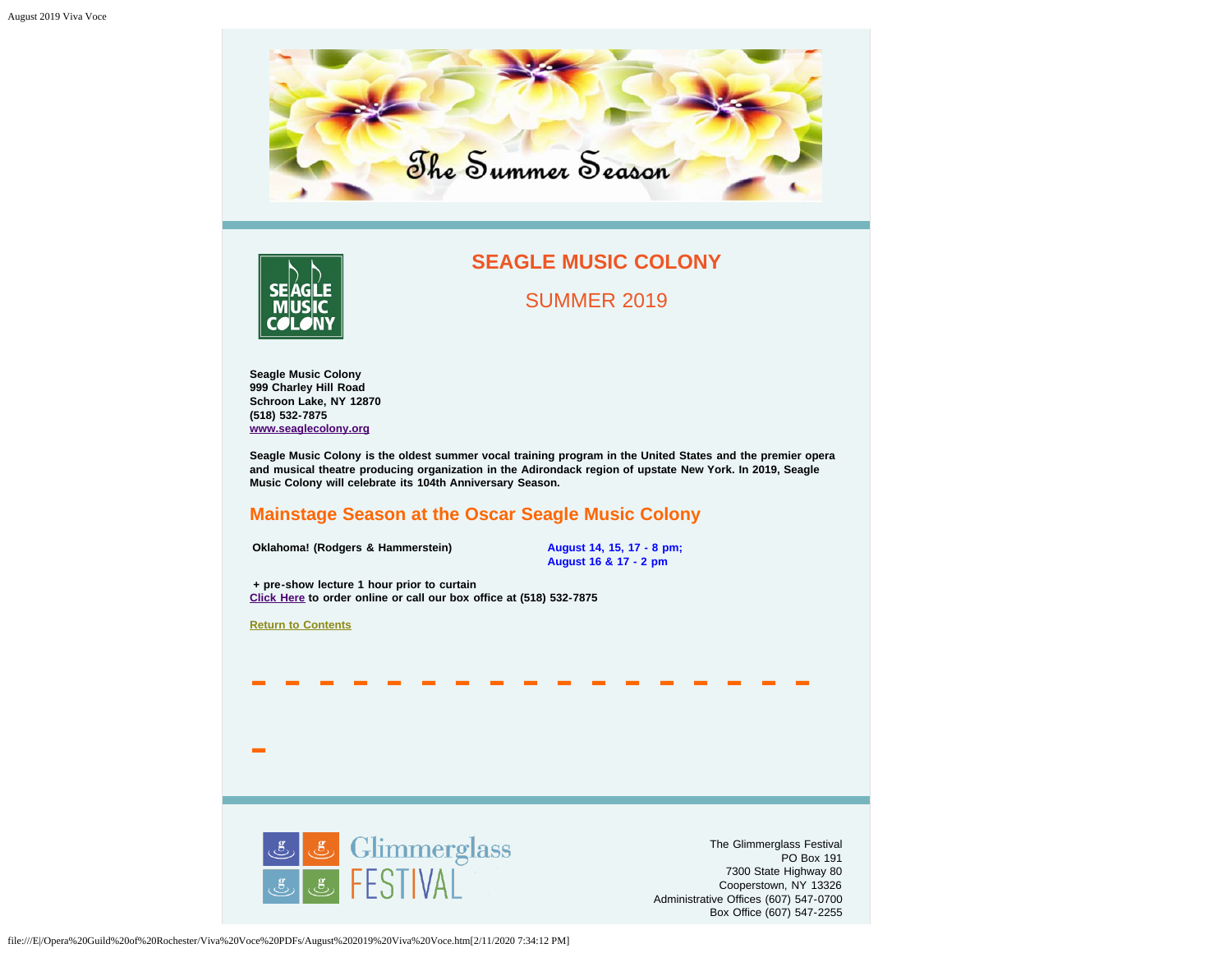# The Summer Season

## SEAGLE MUSIC COLONY

SUMMER 2019

**Seagle Music Colony**
**999 Charley Hill Road**
**Schroon Lake, NY 12870**
**(518) 532-7875**
**www.seaglecolony.org**

**Seagle Music Colony is the oldest summer vocal training program in the United States and the premier opera and musical theatre producing organization in the Adirondack region of upstate New York. In 2019, Seagle Music Colony will celebrate its 104th Anniversary Season.**

## Mainstage Season at the Oscar Seagle Music Colony

| | |
|---|---|
| **Oklahoma! (Rodgers & Hammerstein)** | **August 14, 15, 17 - 8 pm; August 16 & 17 - 2 pm** |

**+ pre-show lecture 1 hour prior to curtain**
**Click Here to order online or call our box office at (518) 532-7875**

**Return to Contents**

Glimmerglass FESTIVAL

The Glimmerglass Festival
PO Box 191
7300 State Highway 80
Cooperstown, NY 13326
Administrative Offices (607) 547-0700
Box Office (607) 547-2255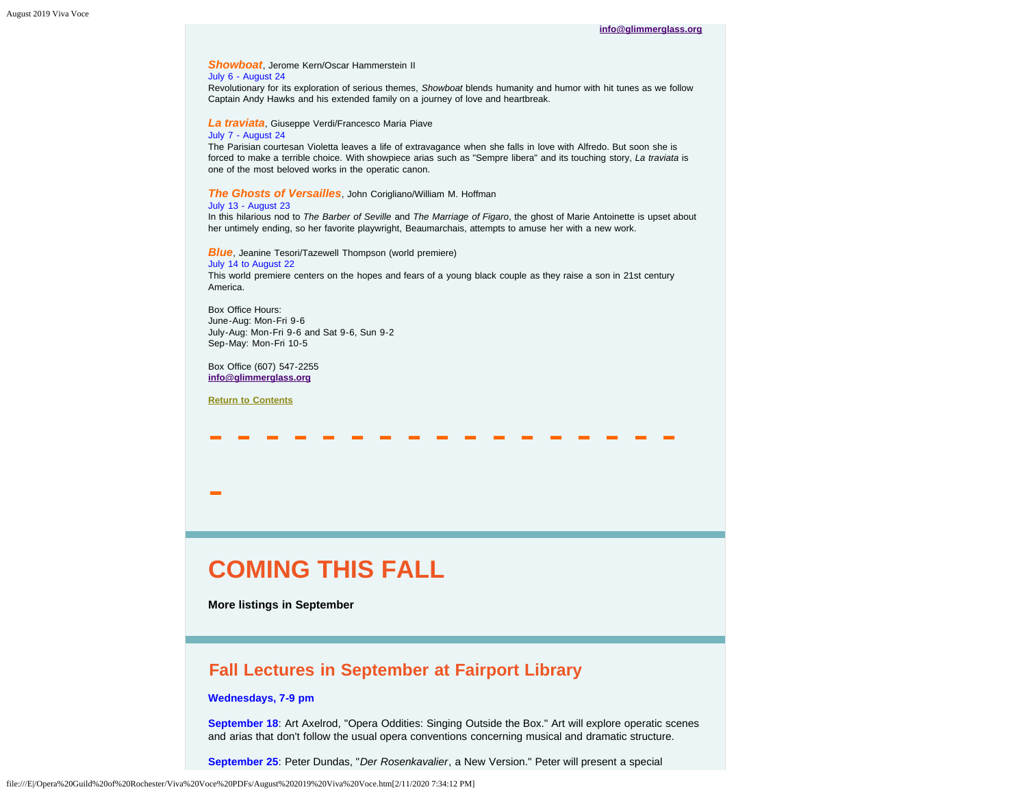**info@glimmerglass.org**

***Showboat***, Jerome Kern/Oscar Hammerstein II
July 6 - August 24
Revolutionary for its exploration of serious themes, *Showboat* blends humanity and humor with hit tunes as we follow Captain Andy Hawks and his extended family on a journey of love and heartbreak.

***La traviata***, Giuseppe Verdi/Francesco Maria Piave
July 7 - August 24
The Parisian courtesan Violetta leaves a life of extravagance when she falls in love with Alfredo. But soon she is forced to make a terrible choice. With showpiece arias such as "Sempre libera" and its touching story, *La traviata* is one of the most beloved works in the operatic canon.

***The Ghosts of Versailles***, John Corigliano/William M. Hoffman
July 13 - August 23
In this hilarious nod to *The Barber of Seville* and *The Marriage of Figaro*, the ghost of Marie Antoinette is upset about her untimely ending, so her favorite playwright, Beaumarchais, attempts to amuse her with a new work.

***Blue***, Jeanine Tesori/Tazewell Thompson (world premiere)
July 14 to August 22
This world premiere centers on the hopes and fears of a young black couple as they raise a son in 21st century America.

Box Office Hours:
June-Aug: Mon-Fri 9-6
July-Aug: Mon-Fri 9-6 and Sat 9-6, Sun 9-2
Sep-May: Mon-Fri 10-5

Box Office (607) 547-2255
**info@glimmerglass.org**

**Return to Contents**

---

# COMING THIS FALL

**More listings in September**

---

## Fall Lectures in September at Fairport Library

**Wednesdays, 7-9 pm**

**September 18**: Art Axelrod, "Opera Oddities: Singing Outside the Box." Art will explore operatic scenes and arias that don't follow the usual opera conventions concerning musical and dramatic structure.

**September 25**: Peter Dundas, "*Der Rosenkavalier*, a New Version." Peter will present a special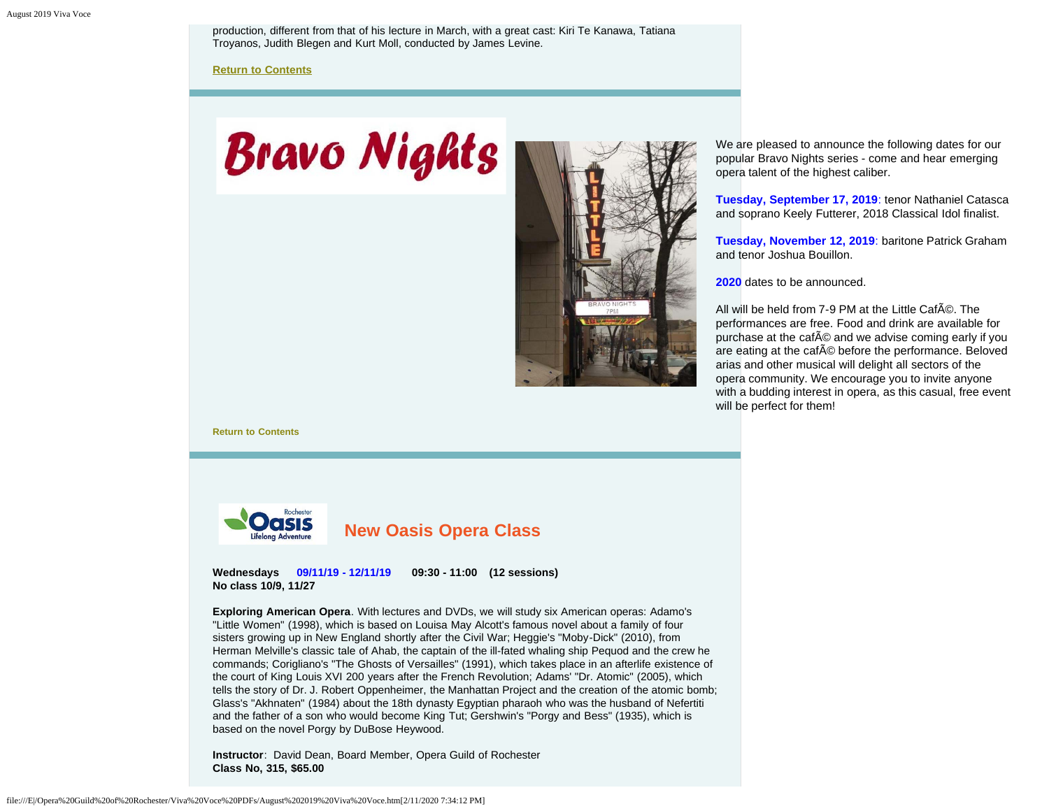production, different from that of his lecture in March, with a great cast: Kiri Te Kanawa, Tatiana Troyanos, Judith Blegen and Kurt Moll, conducted by James Levine.

**Return to Contents**

## Bravo Nights

We are pleased to announce the following dates for our popular Bravo Nights series - come and hear emerging opera talent of the highest caliber.

**Tuesday, September 17, 2019**: tenor Nathaniel Catasca and soprano Keely Futterer, 2018 Classical Idol finalist.

**Tuesday, November 12, 2019**: baritone Patrick Graham and tenor Joshua Bouillon.

**2020** dates to be announced.

All will be held from 7-9 PM at the Little CafÃ©. The performances are free. Food and drink are available for purchase at the cafÃ© and we advise coming early if you are eating at the cafÃ© before the performance. Beloved arias and other musical will delight all sectors of the opera community. We encourage you to invite anyone with a budding interest in opera, as this casual, free event will be perfect for them!

**Return to Contents**

## New Oasis Opera Class

**Wednesdays 09/11/19 - 12/11/19 09:30 - 11:00 (12 sessions)**
**No class 10/9, 11/27**

**Exploring American Opera**. With lectures and DVDs, we will study six American operas: Adamo's "Little Women" (1998), which is based on Louisa May Alcott's famous novel about a family of four sisters growing up in New England shortly after the Civil War; Heggie's "Moby-Dick" (2010), from Herman Melville's classic tale of Ahab, the captain of the ill-fated whaling ship Pequod and the crew he commands; Corigliano's "The Ghosts of Versailles" (1991), which takes place in an afterlife existence of the court of King Louis XVI 200 years after the French Revolution; Adams' "Dr. Atomic" (2005), which tells the story of Dr. J. Robert Oppenheimer, the Manhattan Project and the creation of the atomic bomb; Glass's "Akhnaten" (1984) about the 18th dynasty Egyptian pharaoh who was the husband of Nefertiti and the father of a son who would become King Tut; Gershwin's "Porgy and Bess" (1935), which is based on the novel Porgy by DuBose Heywood.

**Instructor**: David Dean, Board Member, Opera Guild of Rochester
**Class No, 315, $65.00**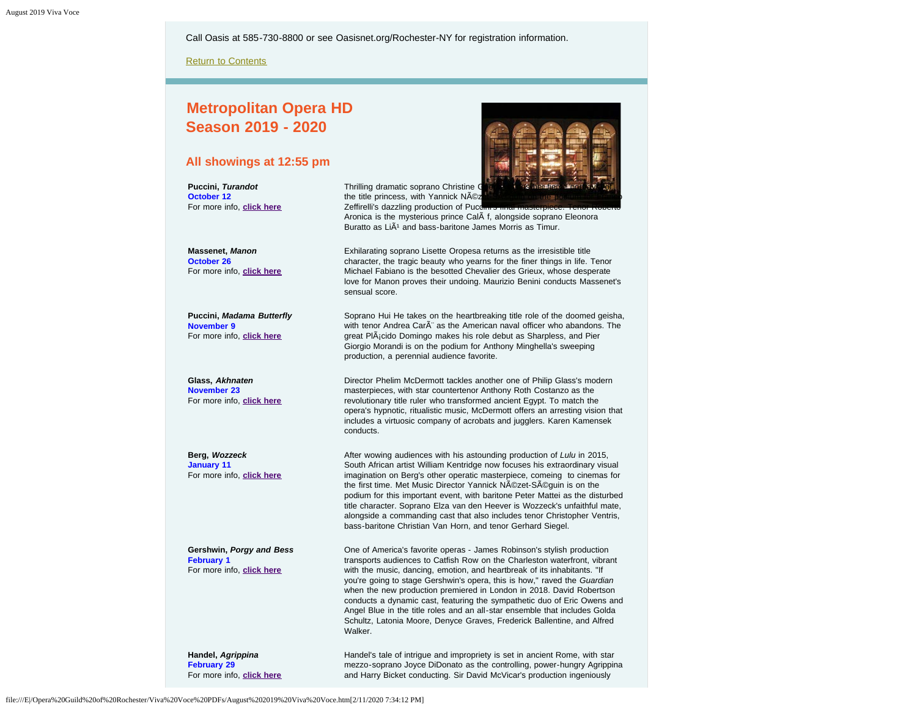Call Oasis at 585-730-8800 or see Oasisnet.org/Rochester-NY for registration information.

Return to Contents

## Metropolitan Opera HD Season 2019 - 2020

### All showings at 12:55 pm

**Puccini, *Turandot***
**October 12**
For more info, **click here**

Thrilling dramatic soprano Christine G... the title princess, with Yannick NÃ©z... Zeffirelli's dazzling production of Pucc... Aronica is the mysterious prince CalÃ f, alongside soprano Eleonora Buratto as LiÃ¹ and bass-baritone James Morris as Timur.

**Massenet, *Manon***
**October 26**
For more info, **click here**

Exhilarating soprano Lisette Oropesa returns as the irresistible title character, the tragic beauty who yearns for the finer things in life. Tenor Michael Fabiano is the besotted Chevalier des Grieux, whose desperate love for Manon proves their undoing. Maurizio Benini conducts Massenet's sensual score.

**Puccini, *Madama Butterfly***
**November 9**
For more info, **click here**

Soprano Hui He takes on the heartbreaking title role of the doomed geisha, with tenor Andrea CarÃ¨ as the American naval officer who abandons. The great PlÃ¡cido Domingo makes his role debut as Sharpless, and Pier Giorgio Morandi is on the podium for Anthony Minghella's sweeping production, a perennial audience favorite.

**Glass, *Akhnaten***
**November 23**
For more info, **click here**

Director Phelim McDermott tackles another one of Philip Glass's modern masterpieces, with star countertenor Anthony Roth Costanzo as the revolutionary title ruler who transformed ancient Egypt. To match the opera's hypnotic, ritualistic music, McDermott offers an arresting vision that includes a virtuosic company of acrobats and jugglers. Karen Kamensek conducts.

**Berg, *Wozzeck***
**January 11**
For more info, **click here**

After wowing audiences with his astounding production of *Lulu* in 2015, South African artist William Kentridge now focuses his extraordinary visual imagination on Berg's other operatic masterpiece, comeing to cinemas for the first time. Met Music Director Yannick NÃ©zet-SÃ©guin is on the podium for this important event, with baritone Peter Mattei as the disturbed title character. Soprano Elza van den Heever is Wozzeck's unfaithful mate, alongside a commanding cast that also includes tenor Christopher Ventris, bass-baritone Christian Van Horn, and tenor Gerhard Siegel.

**Gershwin, *Porgy and Bess***
**February 1**
For more info, **click here**

One of America's favorite operas - James Robinson's stylish production transports audiences to Catfish Row on the Charleston waterfront, vibrant with the music, dancing, emotion, and heartbreak of its inhabitants. "If you're going to stage Gershwin's opera, this is how," raved the *Guardian* when the new production premiered in London in 2018. David Robertson conducts a dynamic cast, featuring the sympathetic duo of Eric Owens and Angel Blue in the title roles and an all-star ensemble that includes Golda Schultz, Latonia Moore, Denyce Graves, Frederick Ballentine, and Alfred Walker.

**Handel, *Agrippina***
**February 29**
For more info, **click here**

Handel's tale of intrigue and impropriety is set in ancient Rome, with star mezzo-soprano Joyce DiDonato as the controlling, power-hungry Agrippina and Harry Bicket conducting. Sir David McVicar's production ingeniously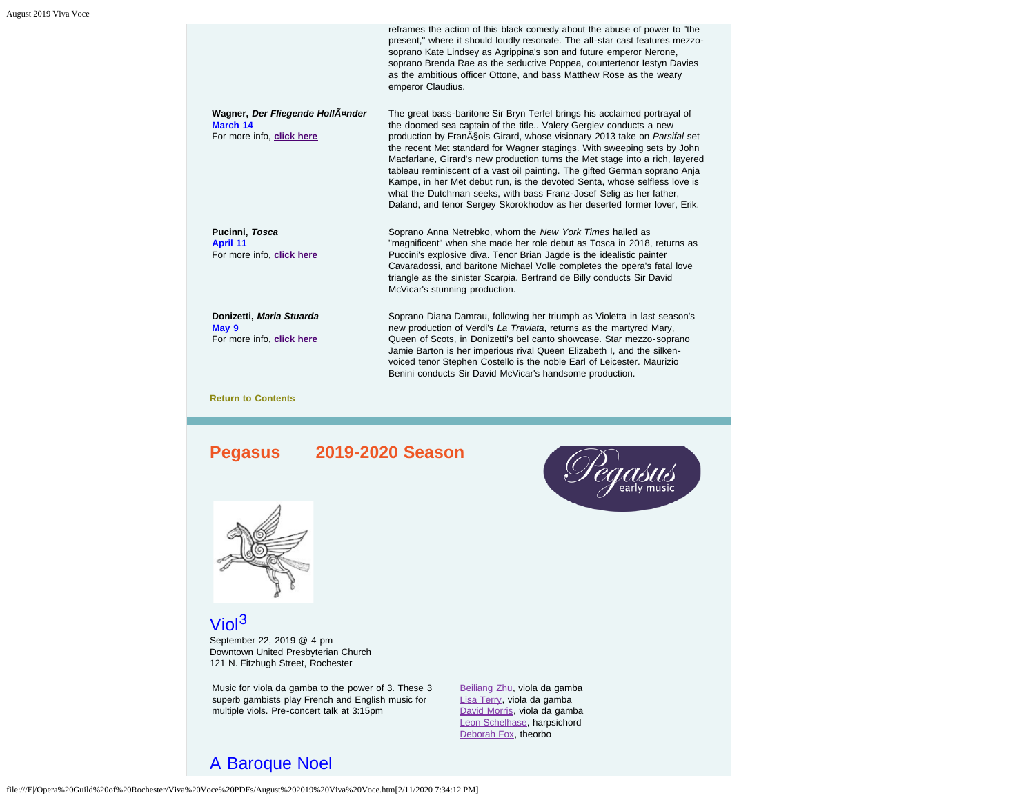reframes the action of this black comedy about the abuse of power to "the present," where it should loudly resonate. The all-star cast features mezzo-soprano Kate Lindsey as Agrippina's son and future emperor Nerone, soprano Brenda Rae as the seductive Poppea, countertenor Iestyn Davies as the ambitious officer Ottone, and bass Matthew Rose as the weary emperor Claudius.

**Wagner, *Der Fliegende HollÃ¤nder***
**March 14**
For more info, **click here**

The great bass-baritone Sir Bryn Terfel brings his acclaimed portrayal of the doomed sea captain of the title.. Valery Gergiev conducts a new production by FranÃ§ois Girard, whose visionary 2013 take on *Parsifal* set the recent Met standard for Wagner stagings. With sweeping sets by John Macfarlane, Girard's new production turns the Met stage into a rich, layered tableau reminiscent of a vast oil painting. The gifted German soprano Anja Kampe, in her Met debut run, is the devoted Senta, whose selfless love is what the Dutchman seeks, with bass Franz-Josef Selig as her father, Daland, and tenor Sergey Skorokhodov as her deserted former lover, Erik.

**Pucinni, *Tosca***
**April 11**
For more info, **click here**

Soprano Anna Netrebko, whom the *New York Times* hailed as "magnificent" when she made her role debut as Tosca in 2018, returns as Puccini's explosive diva. Tenor Brian Jagde is the idealistic painter Cavaradossi, and baritone Michael Volle completes the opera's fatal love triangle as the sinister Scarpia. Bertrand de Billy conducts Sir David McVicar's stunning production.

**Donizetti, *Maria Stuarda***
**May 9**
For more info, **click here**

Soprano Diana Damrau, following her triumph as Violetta in last season's new production of Verdi's *La Traviata*, returns as the martyred Mary, Queen of Scots, in Donizetti's bel canto showcase. Star mezzo-soprano Jamie Barton is her imperious rival Queen Elizabeth I, and the silken-voiced tenor Stephen Costello is the noble Earl of Leicester. Maurizio Benini conducts Sir David McVicar's handsome production.

**Return to Contents**

## Pegasus 2019-2020 Season

Pegasus early music

## Viol$^3$

September 22, 2019 @ 4 pm
Downtown United Presbyterian Church
121 N. Fitzhugh Street, Rochester

Music for viola da gamba to the power of 3. These 3 superb gambists play French and English music for multiple viols. Pre-concert talk at 3:15pm

Beiliang Zhu, viola da gamba
Lisa Terry, viola da gamba
David Morris, viola da gamba
Leon Schelhase, harpsichord
Deborah Fox, theorbo

## A Baroque Noel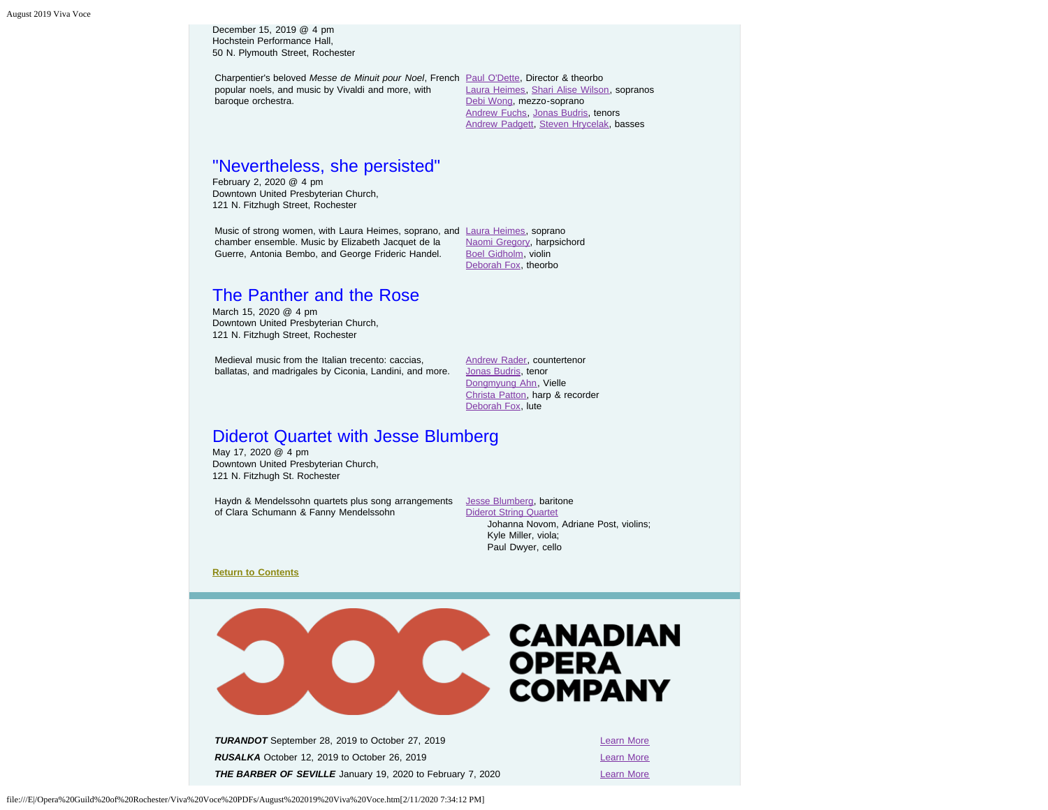December 15, 2019 @ 4 pm
Hochstein Performance Hall,
50 N. Plymouth Street, Rochester

Charpentier's beloved *Messe de Minuit pour Noel*, French popular noels, and music by Vivaldi and more, with baroque orchestra.

Paul O'Dette, Director & theorbo
Laura Heimes, Shari Alise Wilson, sopranos
Debi Wong, mezzo-soprano
Andrew Fuchs, Jonas Budris, tenors
Andrew Padgett, Steven Hrycelak, basses

## "Nevertheless, she persisted"

February 2, 2020 @ 4 pm
Downtown United Presbyterian Church,
121 N. Fitzhugh Street, Rochester

Music of strong women, with Laura Heimes, soprano, and chamber ensemble. Music by Elizabeth Jacquet de la Guerre, Antonia Bembo, and George Frideric Handel.

Laura Heimes, soprano
Naomi Gregory, harpsichord
Boel Gidholm, violin
Deborah Fox, theorbo

## The Panther and the Rose

March 15, 2020 @ 4 pm
Downtown United Presbyterian Church,
121 N. Fitzhugh Street, Rochester

Medieval music from the Italian trecento: caccias, ballatas, and madrigales by Ciconia, Landini, and more.

Andrew Rader, countertenor
Jonas Budris, tenor
Dongmyung Ahn, Vielle
Christa Patton, harp & recorder
Deborah Fox, lute

## Diderot Quartet with Jesse Blumberg

May 17, 2020 @ 4 pm
Downtown United Presbyterian Church,
121 N. Fitzhugh St. Rochester

Haydn & Mendelssohn quartets plus song arrangements of Clara Schumann & Fanny Mendelssohn

Jesse Blumberg, baritone
Diderot String Quartet
Johanna Novom, Adriane Post, violins;
Kyle Miller, viola;
Paul Dwyer, cello

**Return to Contents**

CANADIAN OPERA COMPANY

***TURANDOT*** September 28, 2019 to October 27, 2019 — Learn More

***RUSALKA*** October 12, 2019 to October 26, 2019 — Learn More

***THE BARBER OF SEVILLE*** January 19, 2020 to February 7, 2020 — Learn More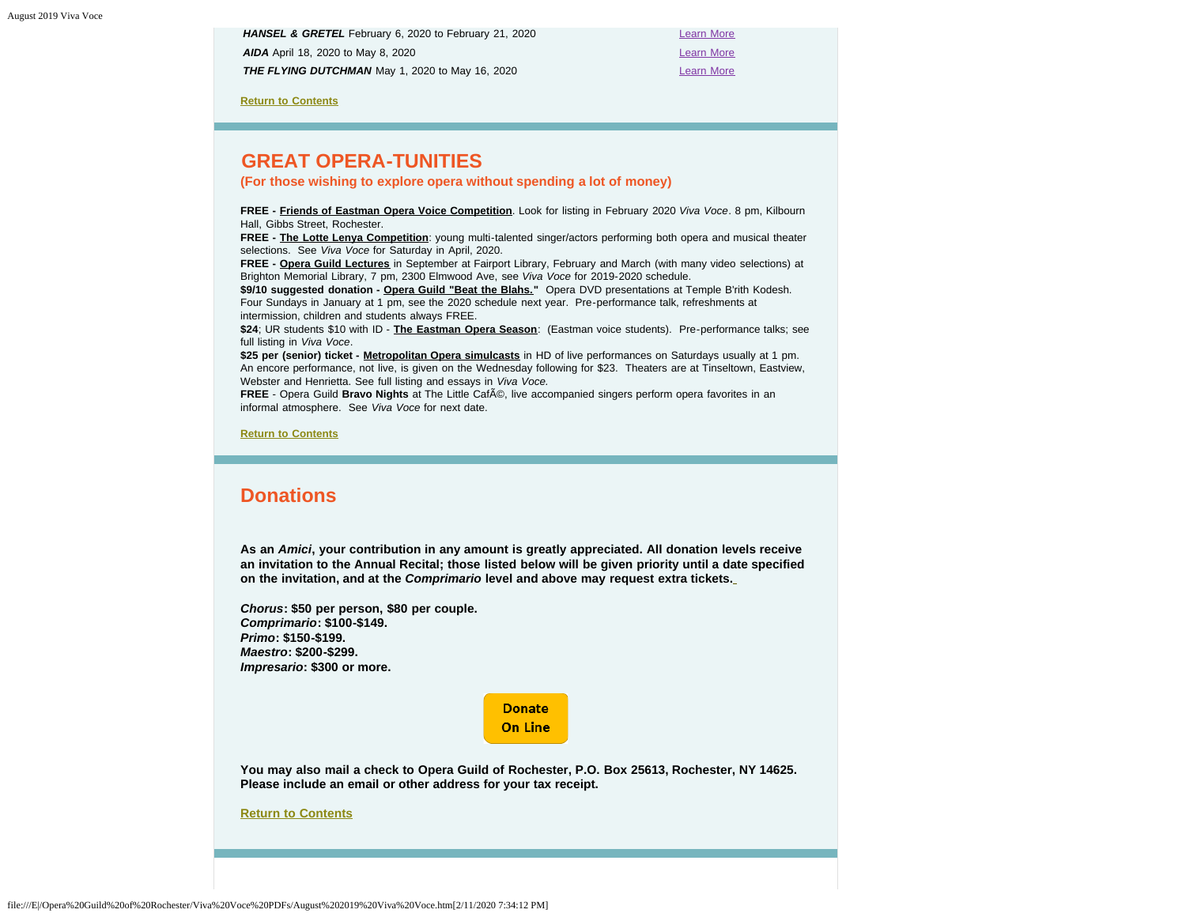| | |
|---|---|
| ***HANSEL & GRETEL*** February 6, 2020 to February 21, 2020 | Learn More |
| ***AIDA*** April 18, 2020 to May 8, 2020 | Learn More |
| ***THE FLYING DUTCHMAN*** May 1, 2020 to May 16, 2020 | Learn More |

**Return to Contents**

## GREAT OPERA-TUNITIES

**(For those wishing to explore opera without spending a lot of money)**

**FREE - Friends of Eastman Opera Voice Competition**. Look for listing in February 2020 *Viva Voce*. 8 pm, Kilbourn Hall, Gibbs Street, Rochester.
**FREE - The Lotte Lenya Competition**: young multi-talented singer/actors performing both opera and musical theater selections. See *Viva Voce* for Saturday in April, 2020.
**FREE - Opera Guild Lectures** in September at Fairport Library, February and March (with many video selections) at Brighton Memorial Library, 7 pm, 2300 Elmwood Ave, see *Viva Voce* for 2019-2020 schedule.
**$9/10 suggested donation - Opera Guild "Beat the Blahs."** Opera DVD presentations at Temple B'rith Kodesh. Four Sundays in January at 1 pm, see the 2020 schedule next year. Pre-performance talk, refreshments at intermission, children and students always FREE.
**$24**; UR students $10 with ID - **The Eastman Opera Season**: (Eastman voice students). Pre-performance talks; see full listing in *Viva Voce*.
**$25 per (senior) ticket - Metropolitan Opera simulcasts** in HD of live performances on Saturdays usually at 1 pm. An encore performance, not live, is given on the Wednesday following for $23. Theaters are at Tinseltown, Eastview, Webster and Henrietta. See full listing and essays in *Viva Voce.*
**FREE** - Opera Guild **Bravo Nights** at The Little CafÃ©, live accompanied singers perform opera favorites in an informal atmosphere. See *Viva Voce* for next date.

**Return to Contents**

## Donations

**As an *Amici*, your contribution in any amount is greatly appreciated. All donation levels receive an invitation to the Annual Recital; those listed below will be given priority until a date specified on the invitation, and at the *Comprimario* level and above may request extra tickets.**

***Chorus*: $50 per person, $80 per couple.**
***Comprimario*: $100-$149.**
***Primo*: $150-$199.**
***Maestro*: $200-$299.**
***Impresario*: $300 or more.**

Donate On Line

**You may also mail a check to Opera Guild of Rochester, P.O. Box 25613, Rochester, NY 14625. Please include an email or other address for your tax receipt.**

**Return to Contents**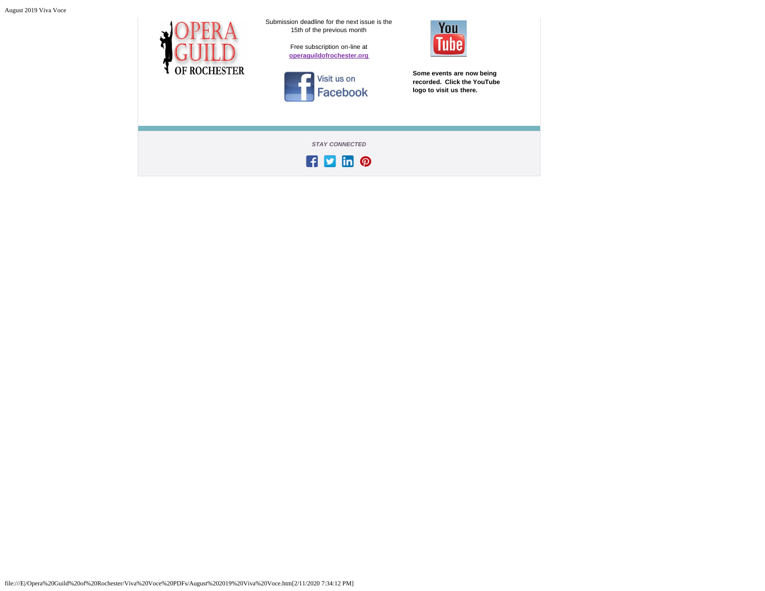Submission deadline for the next issue is the 15th of the previous month

Free subscription on-line at **operaguildofrochester.org**

**Some events are now being recorded. Click the YouTube logo to visit us there.**

***STAY CONNECTED***